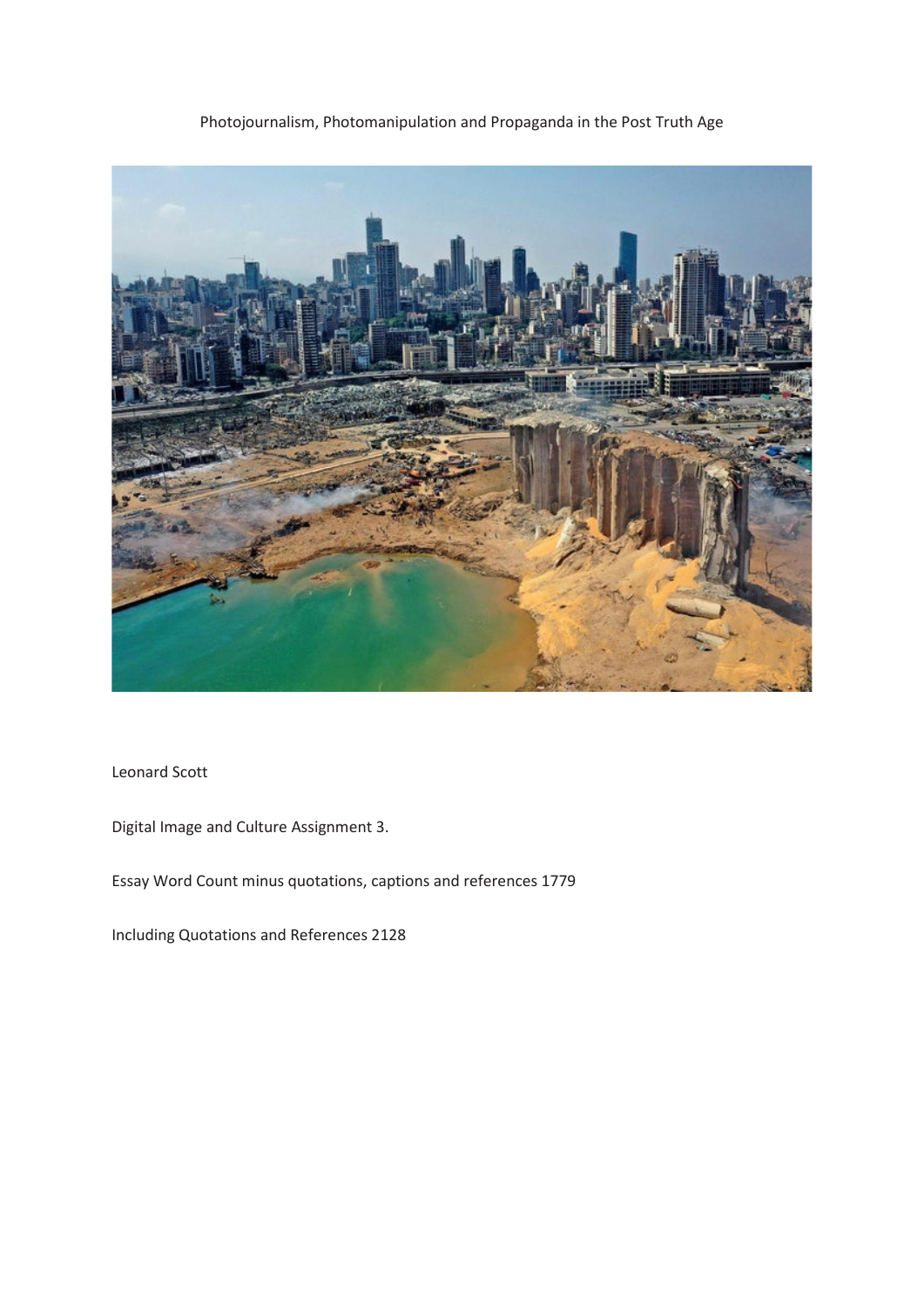Photojournalism, Photomanipulation and Propaganda in the Post Truth Age

Leonard Scott

Digital Image and Culture Assignment 3.

Essay Word Count minus quotations, captions and references 1779

Including Quotations and References 2128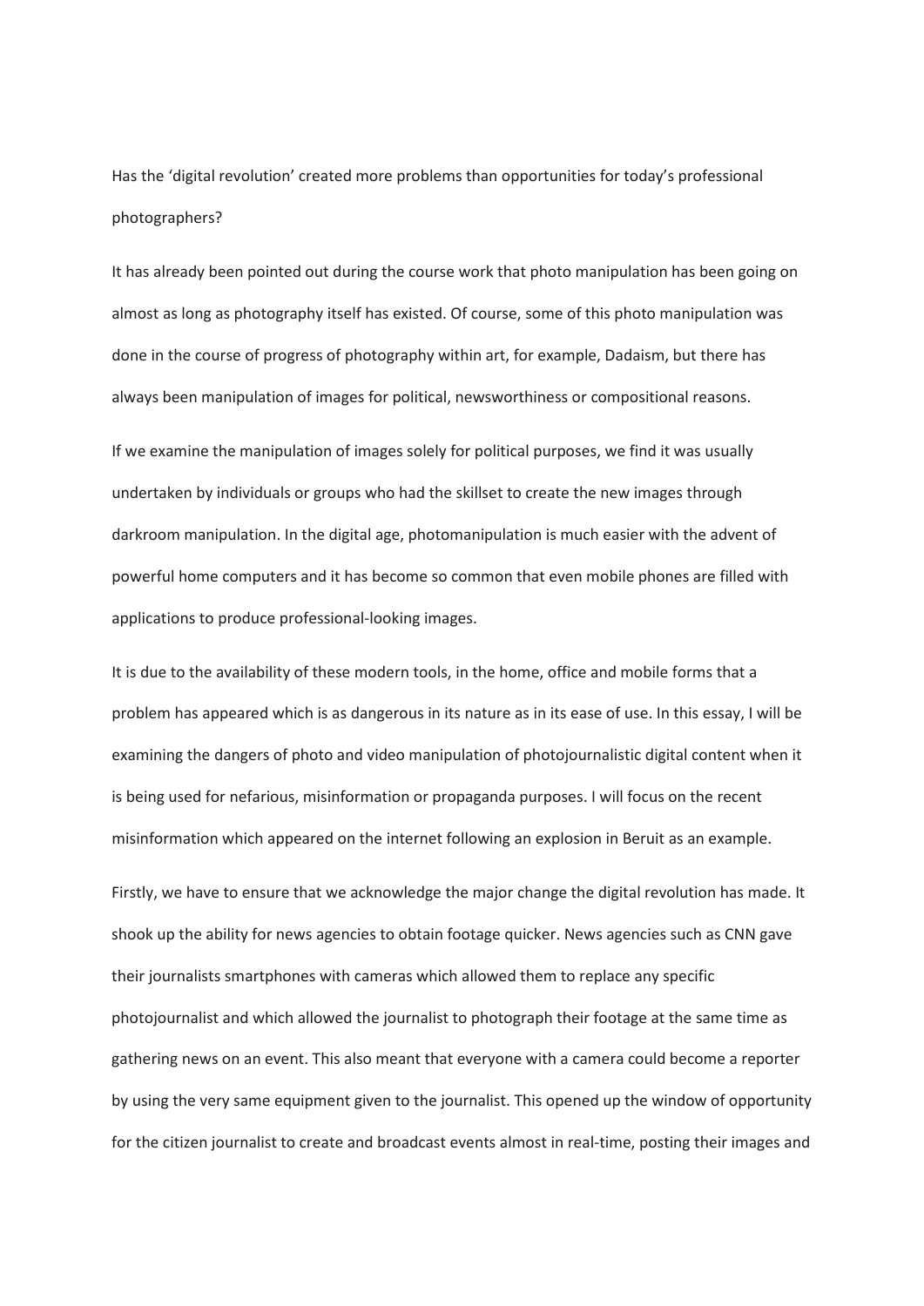Has the 'digital revolution' created more problems than opportunities for today's professional photographers?

It has already been pointed out during the course work that photo manipulation has been going on almost as long as photography itself has existed. Of course, some of this photo manipulation was done in the course of progress of photography within art, for example, Dadaism, but there has always been manipulation of images for political, newsworthiness or compositional reasons.

If we examine the manipulation of images solely for political purposes, we find it was usually undertaken by individuals or groups who had the skillset to create the new images through darkroom manipulation. In the digital age, photomanipulation is much easier with the advent of powerful home computers and it has become so common that even mobile phones are filled with applications to produce professional-looking images.

It is due to the availability of these modern tools, in the home, office and mobile forms that a problem has appeared which is as dangerous in its nature as in its ease of use. In this essay, I will be examining the dangers of photo and video manipulation of photojournalistic digital content when it is being used for nefarious, misinformation or propaganda purposes. I will focus on the recent misinformation which appeared on the internet following an explosion in Beruit as an example.

Firstly, we have to ensure that we acknowledge the major change the digital revolution has made. It shook up the ability for news agencies to obtain footage quicker. News agencies such as CNN gave their journalists smartphones with cameras which allowed them to replace any specific photojournalist and which allowed the journalist to photograph their footage at the same time as gathering news on an event. This also meant that everyone with a camera could become a reporter by using the very same equipment given to the journalist. This opened up the window of opportunity for the citizen journalist to create and broadcast events almost in real-time, posting their images and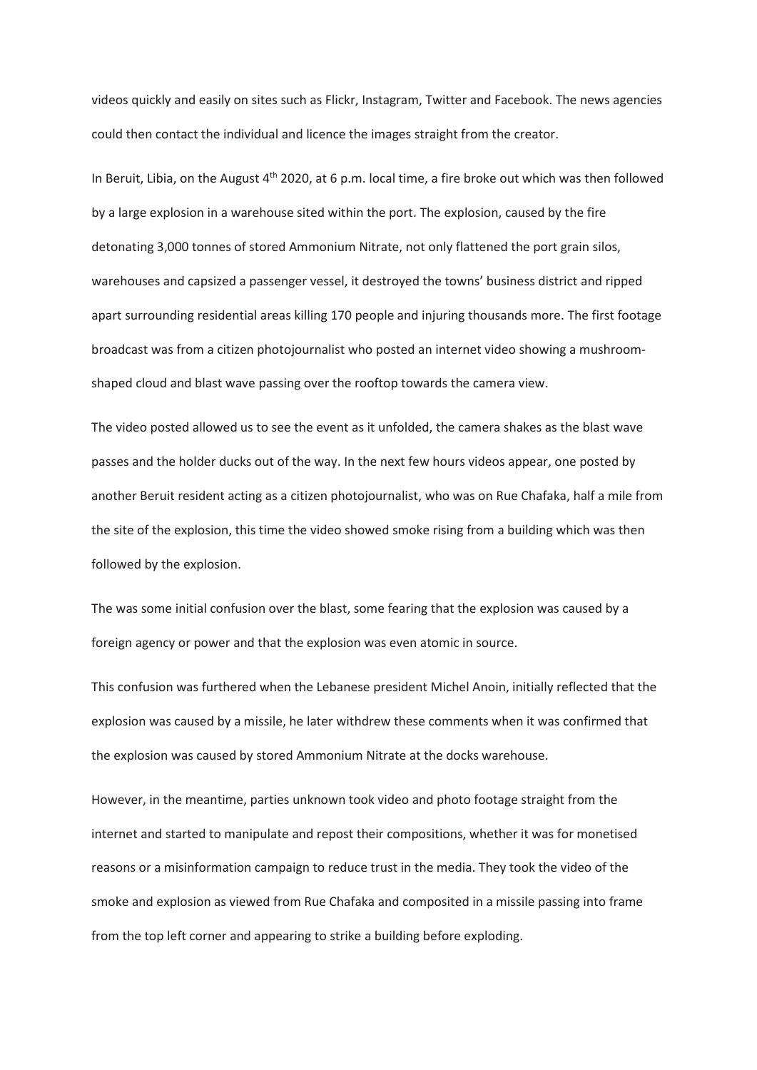videos quickly and easily on sites such as Flickr, Instagram, Twitter and Facebook. The news agencies could then contact the individual and licence the images straight from the creator.

In Beruit, Libia, on the August 4th 2020, at 6 p.m. local time, a fire broke out which was then followed by a large explosion in a warehouse sited within the port. The explosion, caused by the fire detonating 3,000 tonnes of stored Ammonium Nitrate, not only flattened the port grain silos, warehouses and capsized a passenger vessel, it destroyed the towns' business district and ripped apart surrounding residential areas killing 170 people and injuring thousands more. The first footage broadcast was from a citizen photojournalist who posted an internet video showing a mushroom-shaped cloud and blast wave passing over the rooftop towards the camera view.

The video posted allowed us to see the event as it unfolded, the camera shakes as the blast wave passes and the holder ducks out of the way. In the next few hours videos appear, one posted by another Beruit resident acting as a citizen photojournalist, who was on Rue Chafaka, half a mile from the site of the explosion, this time the video showed smoke rising from a building which was then followed by the explosion.

The was some initial confusion over the blast, some fearing that the explosion was caused by a foreign agency or power and that the explosion was even atomic in source.

This confusion was furthered when the Lebanese president Michel Anoin, initially reflected that the explosion was caused by a missile, he later withdrew these comments when it was confirmed that the explosion was caused by stored Ammonium Nitrate at the docks warehouse.

However, in the meantime, parties unknown took video and photo footage straight from the internet and started to manipulate and repost their compositions, whether it was for monetised reasons or a misinformation campaign to reduce trust in the media. They took the video of the smoke and explosion as viewed from Rue Chafaka and composited in a missile passing into frame from the top left corner and appearing to strike a building before exploding.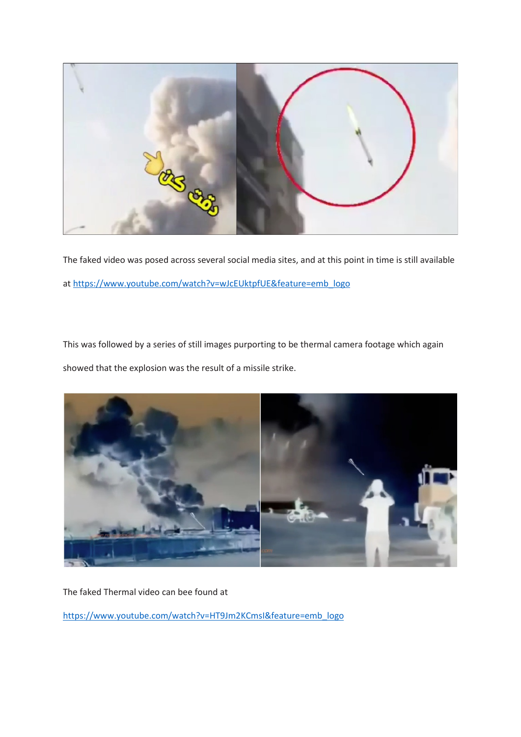The faked video was posed across several social media sites, and at this point in time is still available at https://www.youtube.com/watch?v=wJcEUktpfUE&feature=emb_logo

This was followed by a series of still images purporting to be thermal camera footage which again showed that the explosion was the result of a missile strike.

The faked Thermal video can bee found at

https://www.youtube.com/watch?v=HT9Jm2KCmsI&feature=emb_logo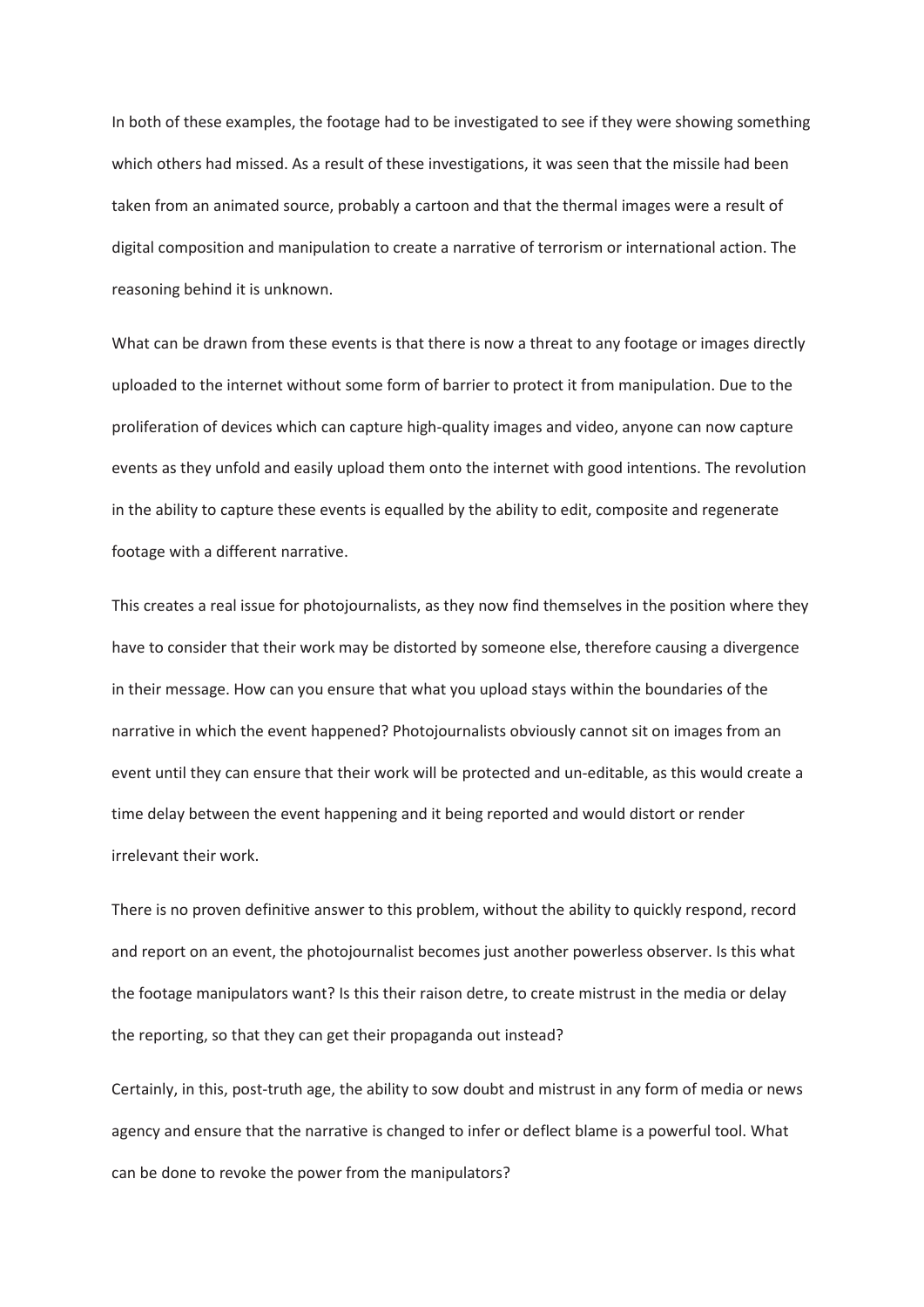In both of these examples, the footage had to be investigated to see if they were showing something which others had missed. As a result of these investigations, it was seen that the missile had been taken from an animated source, probably a cartoon and that the thermal images were a result of digital composition and manipulation to create a narrative of terrorism or international action. The reasoning behind it is unknown.

What can be drawn from these events is that there is now a threat to any footage or images directly uploaded to the internet without some form of barrier to protect it from manipulation. Due to the proliferation of devices which can capture high-quality images and video, anyone can now capture events as they unfold and easily upload them onto the internet with good intentions. The revolution in the ability to capture these events is equalled by the ability to edit, composite and regenerate footage with a different narrative.

This creates a real issue for photojournalists, as they now find themselves in the position where they have to consider that their work may be distorted by someone else, therefore causing a divergence in their message. How can you ensure that what you upload stays within the boundaries of the narrative in which the event happened? Photojournalists obviously cannot sit on images from an event until they can ensure that their work will be protected and un-editable, as this would create a time delay between the event happening and it being reported and would distort or render irrelevant their work.

There is no proven definitive answer to this problem, without the ability to quickly respond, record and report on an event, the photojournalist becomes just another powerless observer. Is this what the footage manipulators want? Is this their raison detre, to create mistrust in the media or delay the reporting, so that they can get their propaganda out instead?

Certainly, in this, post-truth age, the ability to sow doubt and mistrust in any form of media or news agency and ensure that the narrative is changed to infer or deflect blame is a powerful tool. What can be done to revoke the power from the manipulators?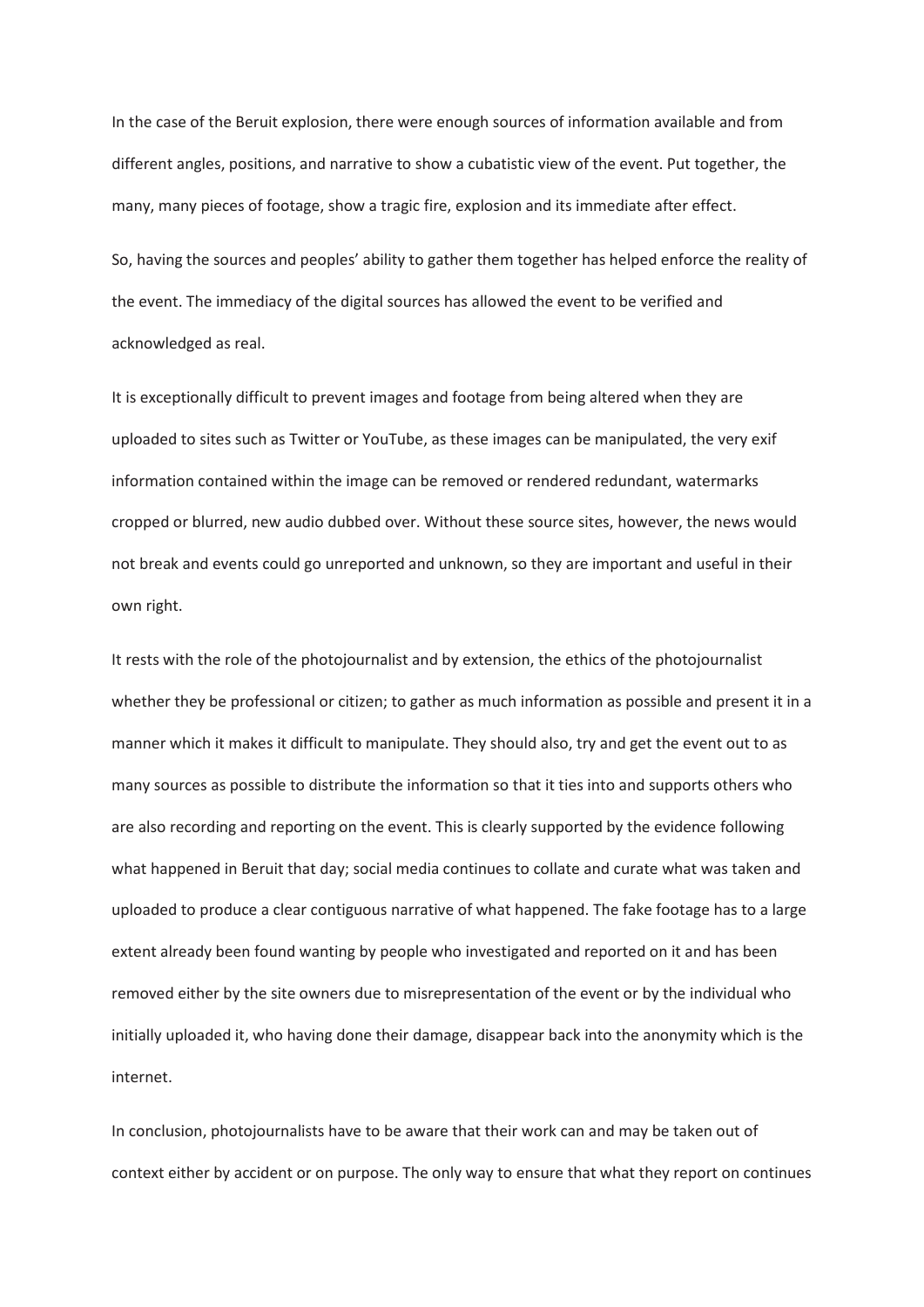In the case of the Beruit explosion, there were enough sources of information available and from different angles, positions, and narrative to show a cubatistic view of the event. Put together, the many, many pieces of footage, show a tragic fire, explosion and its immediate after effect.

So, having the sources and peoples' ability to gather them together has helped enforce the reality of the event. The immediacy of the digital sources has allowed the event to be verified and acknowledged as real.

It is exceptionally difficult to prevent images and footage from being altered when they are uploaded to sites such as Twitter or YouTube, as these images can be manipulated, the very exif information contained within the image can be removed or rendered redundant, watermarks cropped or blurred, new audio dubbed over. Without these source sites, however, the news would not break and events could go unreported and unknown, so they are important and useful in their own right.

It rests with the role of the photojournalist and by extension, the ethics of the photojournalist whether they be professional or citizen; to gather as much information as possible and present it in a manner which it makes it difficult to manipulate. They should also, try and get the event out to as many sources as possible to distribute the information so that it ties into and supports others who are also recording and reporting on the event. This is clearly supported by the evidence following what happened in Beruit that day; social media continues to collate and curate what was taken and uploaded to produce a clear contiguous narrative of what happened. The fake footage has to a large extent already been found wanting by people who investigated and reported on it and has been removed either by the site owners due to misrepresentation of the event or by the individual who initially uploaded it, who having done their damage, disappear back into the anonymity which is the internet.

In conclusion, photojournalists have to be aware that their work can and may be taken out of context either by accident or on purpose. The only way to ensure that what they report on continues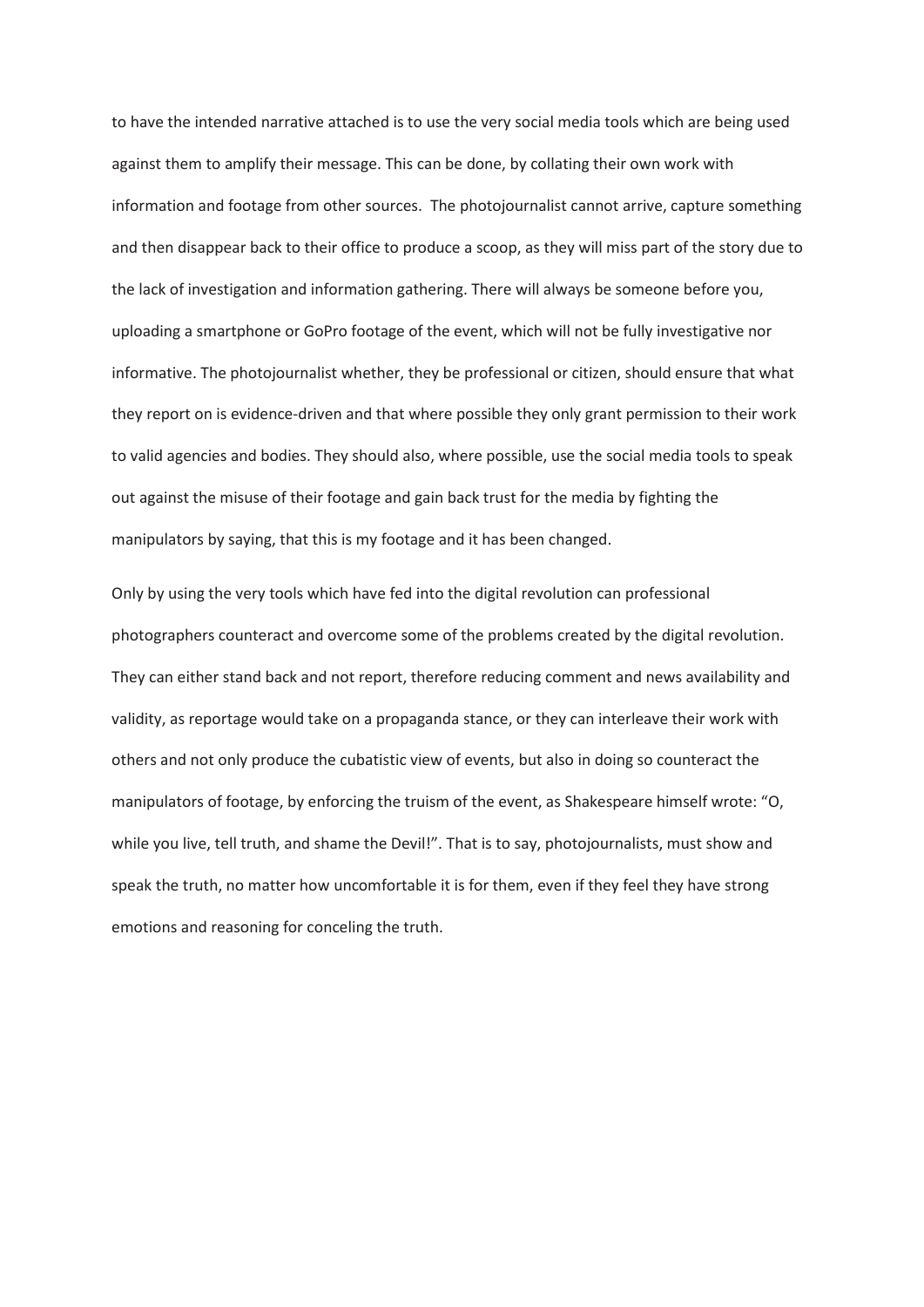to have the intended narrative attached is to use the very social media tools which are being used against them to amplify their message. This can be done, by collating their own work with information and footage from other sources.  The photojournalist cannot arrive, capture something and then disappear back to their office to produce a scoop, as they will miss part of the story due to the lack of investigation and information gathering. There will always be someone before you, uploading a smartphone or GoPro footage of the event, which will not be fully investigative nor informative. The photojournalist whether, they be professional or citizen, should ensure that what they report on is evidence-driven and that where possible they only grant permission to their work to valid agencies and bodies. They should also, where possible, use the social media tools to speak out against the misuse of their footage and gain back trust for the media by fighting the manipulators by saying, that this is my footage and it has been changed.

Only by using the very tools which have fed into the digital revolution can professional photographers counteract and overcome some of the problems created by the digital revolution. They can either stand back and not report, therefore reducing comment and news availability and validity, as reportage would take on a propaganda stance, or they can interleave their work with others and not only produce the cubatistic view of events, but also in doing so counteract the manipulators of footage, by enforcing the truism of the event, as Shakespeare himself wrote: "O, while you live, tell truth, and shame the Devil!". That is to say, photojournalists, must show and speak the truth, no matter how uncomfortable it is for them, even if they feel they have strong emotions and reasoning for conceling the truth.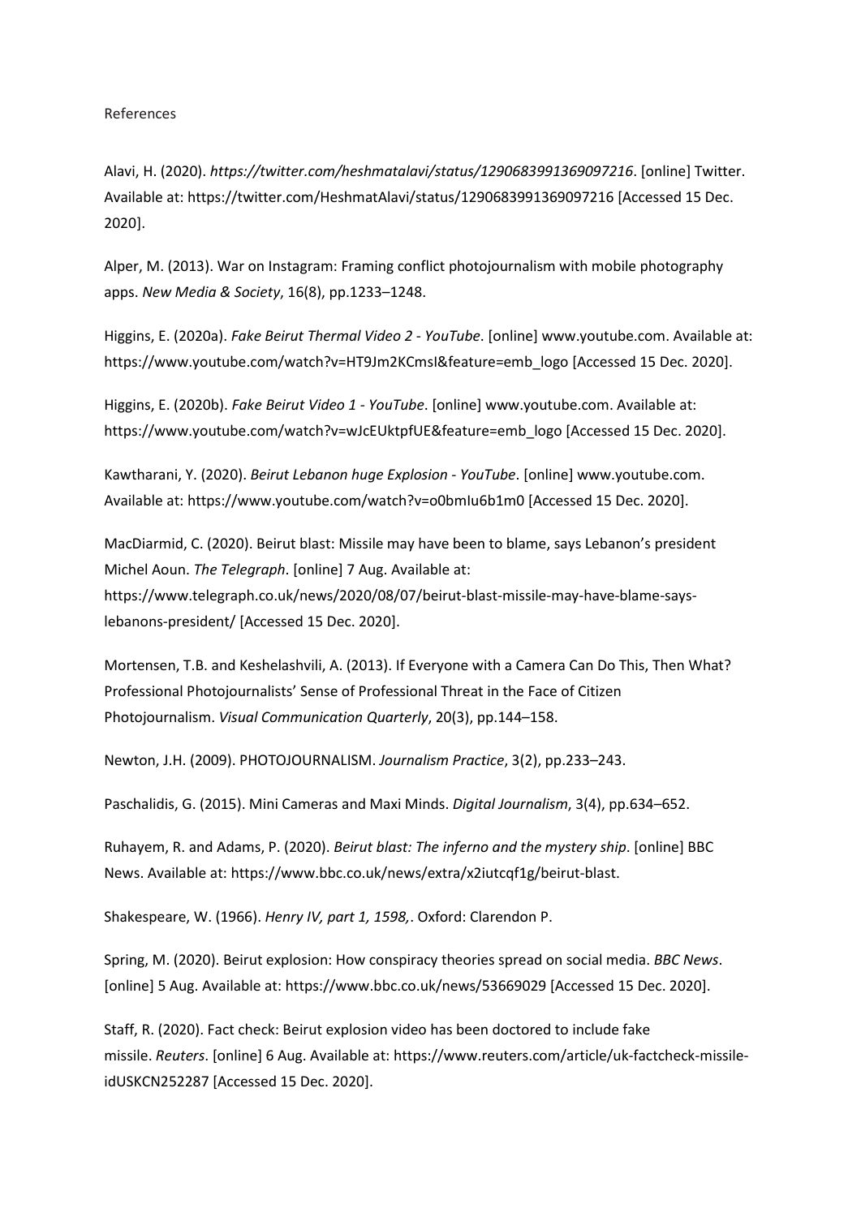References

Alavi, H. (2020). *https://twitter.com/heshmatalavi/status/1290683991369097216*. [online] Twitter. Available at: https://twitter.com/HeshmatAlavi/status/1290683991369097216 [Accessed 15 Dec. 2020].

Alper, M. (2013). War on Instagram: Framing conflict photojournalism with mobile photography apps. *New Media & Society*, 16(8), pp.1233–1248.

Higgins, E. (2020a). *Fake Beirut Thermal Video 2 - YouTube*. [online] www.youtube.com. Available at: https://www.youtube.com/watch?v=HT9Jm2KCmsI&feature=emb_logo [Accessed 15 Dec. 2020].

Higgins, E. (2020b). *Fake Beirut Video 1 - YouTube*. [online] www.youtube.com. Available at: https://www.youtube.com/watch?v=wJcEUktpfUE&feature=emb_logo [Accessed 15 Dec. 2020].

Kawtharani, Y. (2020). *Beirut Lebanon huge Explosion - YouTube*. [online] www.youtube.com. Available at: https://www.youtube.com/watch?v=o0bmIu6b1m0 [Accessed 15 Dec. 2020].

MacDiarmid, C. (2020). Beirut blast: Missile may have been to blame, says Lebanon's president Michel Aoun. *The Telegraph*. [online] 7 Aug. Available at: https://www.telegraph.co.uk/news/2020/08/07/beirut-blast-missile-may-have-blame-says-lebanons-president/ [Accessed 15 Dec. 2020].

Mortensen, T.B. and Keshelashvili, A. (2013). If Everyone with a Camera Can Do This, Then What? Professional Photojournalists' Sense of Professional Threat in the Face of Citizen Photojournalism. *Visual Communication Quarterly*, 20(3), pp.144–158.

Newton, J.H. (2009). PHOTOJOURNALISM. *Journalism Practice*, 3(2), pp.233–243.

Paschalidis, G. (2015). Mini Cameras and Maxi Minds. *Digital Journalism*, 3(4), pp.634–652.

Ruhayem, R. and Adams, P. (2020). *Beirut blast: The inferno and the mystery ship*. [online] BBC News. Available at: https://www.bbc.co.uk/news/extra/x2iutcqf1g/beirut-blast.

Shakespeare, W. (1966). *Henry IV, part 1, 1598,*. Oxford: Clarendon P.

Spring, M. (2020). Beirut explosion: How conspiracy theories spread on social media. *BBC News*. [online] 5 Aug. Available at: https://www.bbc.co.uk/news/53669029 [Accessed 15 Dec. 2020].

Staff, R. (2020). Fact check: Beirut explosion video has been doctored to include fake missile. *Reuters*. [online] 6 Aug. Available at: https://www.reuters.com/article/uk-factcheck-missile-idUSKCN252287 [Accessed 15 Dec. 2020].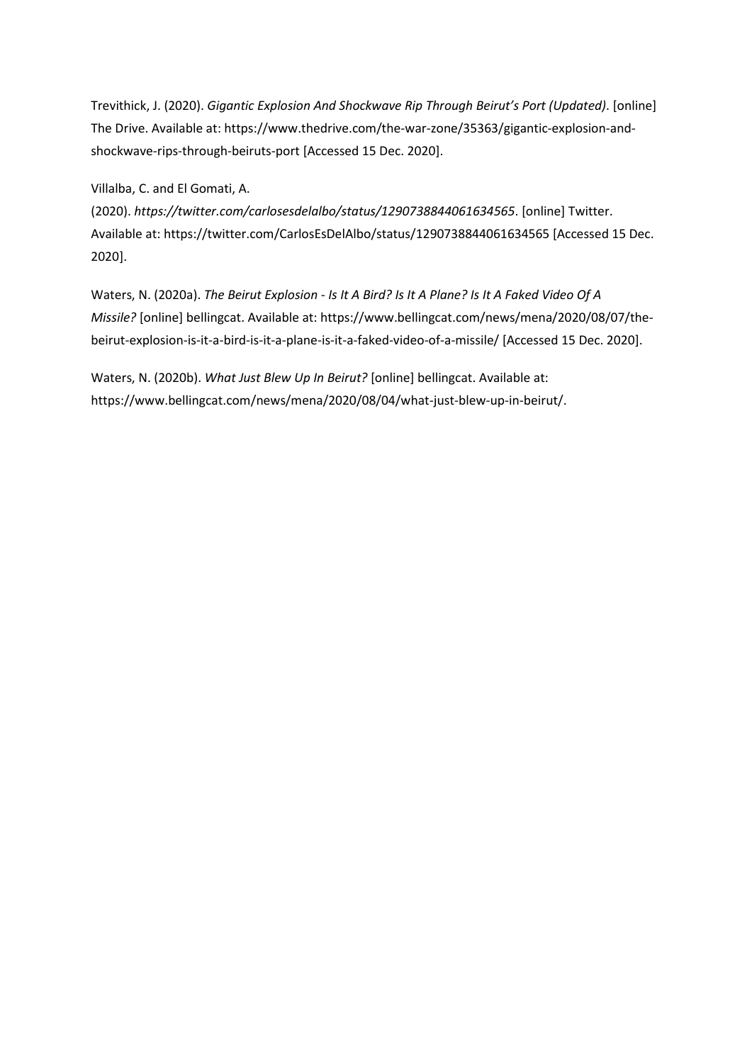Trevithick, J. (2020). *Gigantic Explosion And Shockwave Rip Through Beirut's Port (Updated)*. [online] The Drive. Available at: https://www.thedrive.com/the-war-zone/35363/gigantic-explosion-and-shockwave-rips-through-beiruts-port [Accessed 15 Dec. 2020].

Villalba, C. and El Gomati, A. (2020). *https://twitter.com/carlosesdelalbo/status/1290738844061634565*. [online] Twitter. Available at: https://twitter.com/CarlosEsDelAlbo/status/1290738844061634565 [Accessed 15 Dec. 2020].

Waters, N. (2020a). *The Beirut Explosion - Is It A Bird? Is It A Plane? Is It A Faked Video Of A Missile?* [online] bellingcat. Available at: https://www.bellingcat.com/news/mena/2020/08/07/the-beirut-explosion-is-it-a-bird-is-it-a-plane-is-it-a-faked-video-of-a-missile/ [Accessed 15 Dec. 2020].

Waters, N. (2020b). *What Just Blew Up In Beirut?* [online] bellingcat. Available at: https://www.bellingcat.com/news/mena/2020/08/04/what-just-blew-up-in-beirut/.